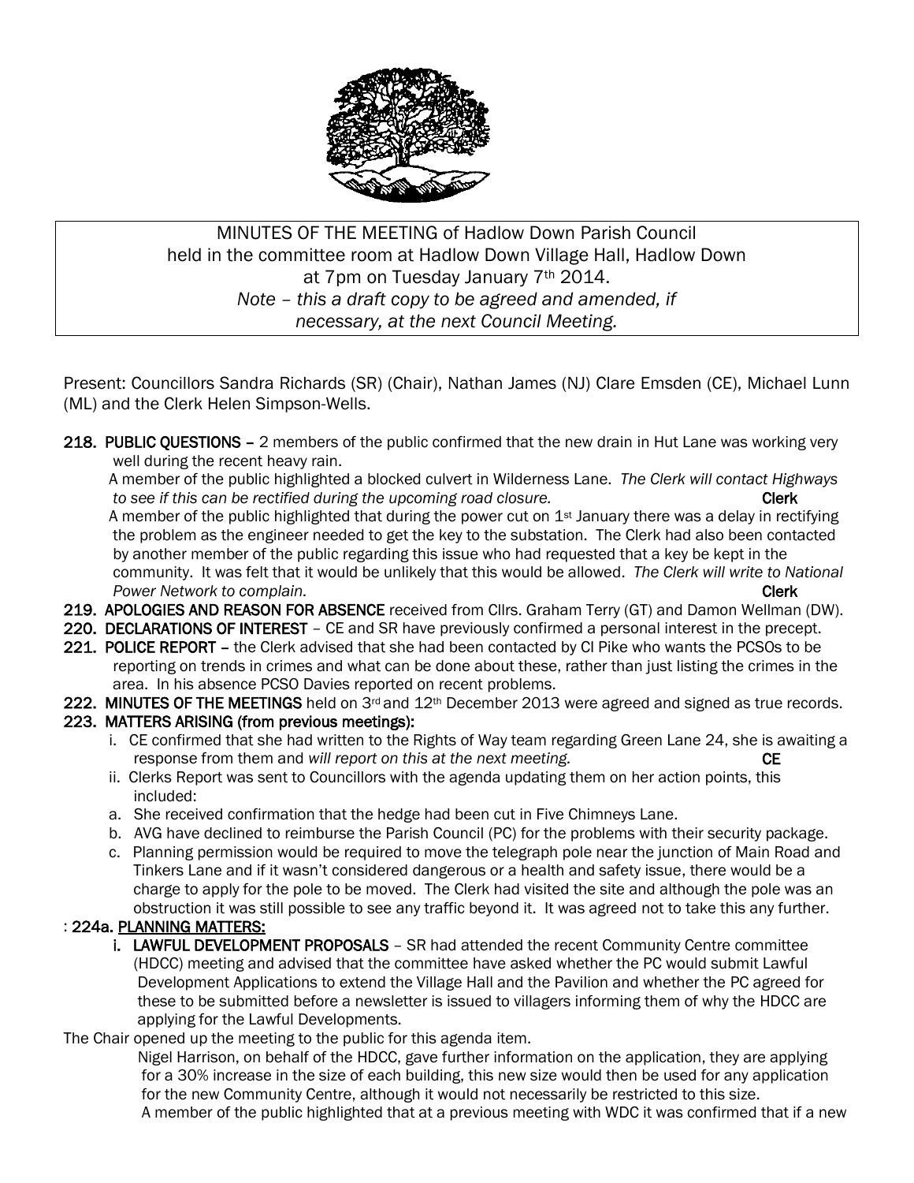MINUTES OF THE MEETING of Hadlow Down Parish Council
held in the committee room at Hadlow Down Village Hall, Hadlow Down
at 7pm on Tuesday January 7th 2014.
*Note – this a draft copy to be agreed and amended, if necessary, at the next Council Meeting.*

Present: Councillors Sandra Richards (SR) (Chair), Nathan James (NJ) Clare Emsden (CE), Michael Lunn (ML) and the Clerk Helen Simpson-Wells.

**218. PUBLIC QUESTIONS** – 2 members of the public confirmed that the new drain in Hut Lane was working very well during the recent heavy rain.
A member of the public highlighted a blocked culvert in Wilderness Lane. *The Clerk will contact Highways to see if this can be rectified during the upcoming road closure.* **Clerk**
A member of the public highlighted that during the power cut on 1st January there was a delay in rectifying the problem as the engineer needed to get the key to the substation. The Clerk had also been contacted by another member of the public regarding this issue who had requested that a key be kept in the community. It was felt that it would be unlikely that this would be allowed. *The Clerk will write to National Power Network to complain.* **Clerk**

**219. APOLOGIES AND REASON FOR ABSENCE** received from Cllrs. Graham Terry (GT) and Damon Wellman (DW).

**220. DECLARATIONS OF INTEREST** – CE and SR have previously confirmed a personal interest in the precept.

**221. POLICE REPORT** – the Clerk advised that she had been contacted by CI Pike who wants the PCSOs to be reporting on trends in crimes and what can be done about these, rather than just listing the crimes in the area. In his absence PCSO Davies reported on recent problems.

**222. MINUTES OF THE MEETINGS** held on 3rd and 12th December 2013 were agreed and signed as true records.

**223. MATTERS ARISING (from previous meetings):**

i. CE confirmed that she had written to the Rights of Way team regarding Green Lane 24, she is awaiting a response from them and *will report on this at the next meeting.* **CE**

ii. Clerks Report was sent to Councillors with the agenda updating them on her action points, this included:

a. She received confirmation that the hedge had been cut in Five Chimneys Lane.

b. AVG have declined to reimburse the Parish Council (PC) for the problems with their security package.

c. Planning permission would be required to move the telegraph pole near the junction of Main Road and Tinkers Lane and if it wasn't considered dangerous or a health and safety issue, there would be a charge to apply for the pole to be moved. The Clerk had visited the site and although the pole was an obstruction it was still possible to see any traffic beyond it. It was agreed not to take this any further.

: **224a. PLANNING MATTERS:**

i. **LAWFUL DEVELOPMENT PROPOSALS** – SR had attended the recent Community Centre committee (HDCC) meeting and advised that the committee have asked whether the PC would submit Lawful Development Applications to extend the Village Hall and the Pavilion and whether the PC agreed for these to be submitted before a newsletter is issued to villagers informing them of why the HDCC are applying for the Lawful Developments.

The Chair opened up the meeting to the public for this agenda item.

Nigel Harrison, on behalf of the HDCC, gave further information on the application, they are applying for a 30% increase in the size of each building, this new size would then be used for any application for the new Community Centre, although it would not necessarily be restricted to this size.

A member of the public highlighted that at a previous meeting with WDC it was confirmed that if a new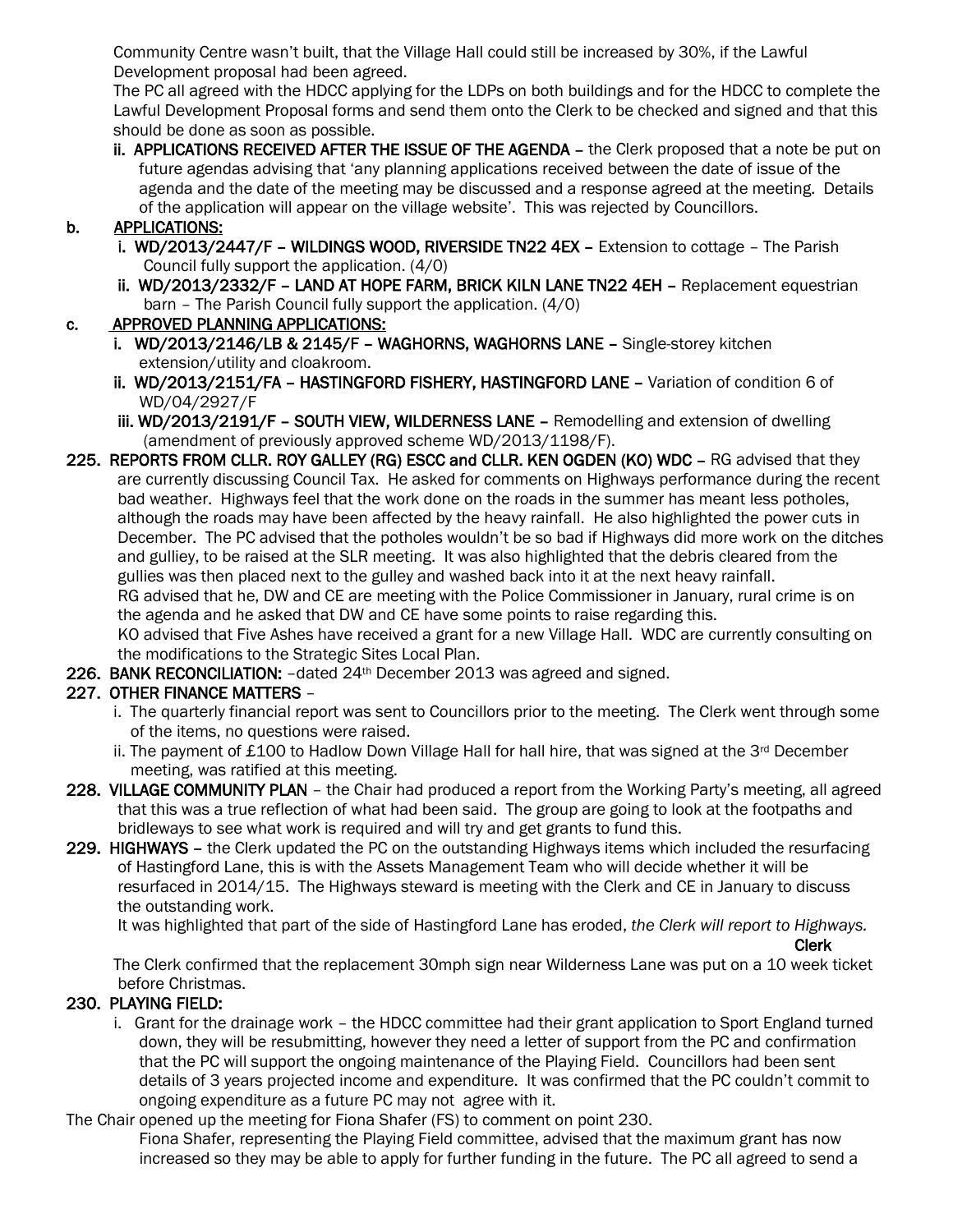Community Centre wasn't built, that the Village Hall could still be increased by 30%, if the Lawful Development proposal had been agreed.

The PC all agreed with the HDCC applying for the LDPs on both buildings and for the HDCC to complete the Lawful Development Proposal forms and send them onto the Clerk to be checked and signed and that this should be done as soon as possible.

ii. **APPLICATIONS RECEIVED AFTER THE ISSUE OF THE AGENDA** – the Clerk proposed that a note be put on future agendas advising that 'any planning applications received between the date of issue of the agenda and the date of the meeting may be discussed and a response agreed at the meeting. Details of the application will appear on the village website'. This was rejected by Councillors.

**b. APPLICATIONS:**

i. **WD/2013/2447/F – WILDINGS WOOD, RIVERSIDE TN22 4EX –** Extension to cottage – The Parish Council fully support the application. (4/0)

ii. **WD/2013/2332/F – LAND AT HOPE FARM, BRICK KILN LANE TN22 4EH –** Replacement equestrian barn – The Parish Council fully support the application. (4/0)

**c. APPROVED PLANNING APPLICATIONS:**

i. **WD/2013/2146/LB & 2145/F – WAGHORNS, WAGHORNS LANE –** Single-storey kitchen extension/utility and cloakroom.

ii. **WD/2013/2151/FA – HASTINGFORD FISHERY, HASTINGFORD LANE –** Variation of condition 6 of WD/04/2927/F

iii. **WD/2013/2191/F – SOUTH VIEW, WILDERNESS LANE –** Remodelling and extension of dwelling (amendment of previously approved scheme WD/2013/1198/F).

**225. REPORTS FROM CLLR. ROY GALLEY (RG) ESCC and CLLR. KEN OGDEN (KO) WDC –** RG advised that they are currently discussing Council Tax. He asked for comments on Highways performance during the recent bad weather. Highways feel that the work done on the roads in the summer has meant less potholes, although the roads may have been affected by the heavy rainfall. He also highlighted the power cuts in December. The PC advised that the potholes wouldn't be so bad if Highways did more work on the ditches and gulliey, to be raised at the SLR meeting. It was also highlighted that the debris cleared from the gullies was then placed next to the gulley and washed back into it at the next heavy rainfall.

RG advised that he, DW and CE are meeting with the Police Commissioner in January, rural crime is on the agenda and he asked that DW and CE have some points to raise regarding this.

KO advised that Five Ashes have received a grant for a new Village Hall. WDC are currently consulting on the modifications to the Strategic Sites Local Plan.

**226. BANK RECONCILIATION:** –dated 24th December 2013 was agreed and signed.

**227. OTHER FINANCE MATTERS** –

i. The quarterly financial report was sent to Councillors prior to the meeting. The Clerk went through some of the items, no questions were raised.

ii. The payment of £100 to Hadlow Down Village Hall for hall hire, that was signed at the 3rd December meeting, was ratified at this meeting.

**228. VILLAGE COMMUNITY PLAN** – the Chair had produced a report from the Working Party's meeting, all agreed that this was a true reflection of what had been said. The group are going to look at the footpaths and bridleways to see what work is required and will try and get grants to fund this.

**229. HIGHWAYS –** the Clerk updated the PC on the outstanding Highways items which included the resurfacing of Hastingford Lane, this is with the Assets Management Team who will decide whether it will be resurfaced in 2014/15. The Highways steward is meeting with the Clerk and CE in January to discuss the outstanding work.

It was highlighted that part of the side of Hastingford Lane has eroded, *the Clerk will report to Highways.*

**Clerk**

The Clerk confirmed that the replacement 30mph sign near Wilderness Lane was put on a 10 week ticket before Christmas.

**230. PLAYING FIELD:**

i. Grant for the drainage work – the HDCC committee had their grant application to Sport England turned down, they will be resubmitting, however they need a letter of support from the PC and confirmation that the PC will support the ongoing maintenance of the Playing Field. Councillors had been sent details of 3 years projected income and expenditure. It was confirmed that the PC couldn't commit to ongoing expenditure as a future PC may not agree with it.

The Chair opened up the meeting for Fiona Shafer (FS) to comment on point 230.

Fiona Shafer, representing the Playing Field committee, advised that the maximum grant has now increased so they may be able to apply for further funding in the future. The PC all agreed to send a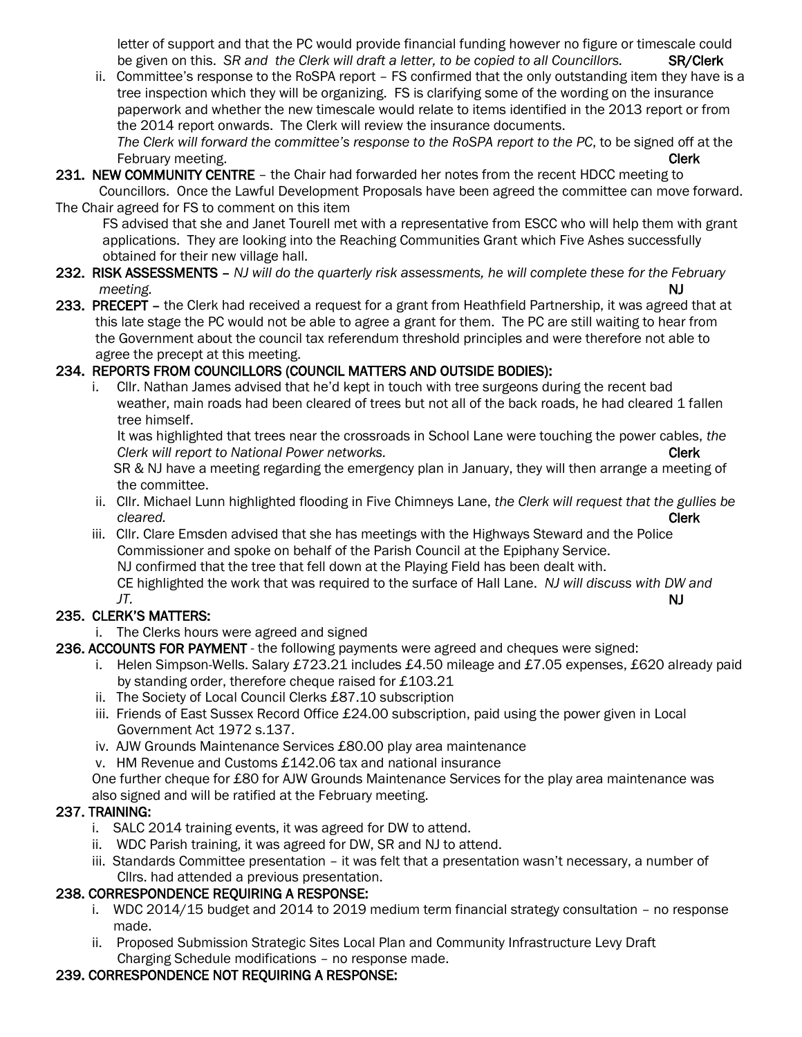letter of support and that the PC would provide financial funding however no figure or timescale could be given on this. *SR and the Clerk will draft a letter, to be copied to all Councillors.* **SR/Clerk**

ii. Committee's response to the RoSPA report – FS confirmed that the only outstanding item they have is a tree inspection which they will be organizing. FS is clarifying some of the wording on the insurance paperwork and whether the new timescale would relate to items identified in the 2013 report or from the 2014 report onwards. The Clerk will review the insurance documents.
*The Clerk will forward the committee's response to the RoSPA report to the PC*, to be signed off at the February meeting. **Clerk**

**231. NEW COMMUNITY CENTRE** – the Chair had forwarded her notes from the recent HDCC meeting to Councillors. Once the Lawful Development Proposals have been agreed the committee can move forward.
The Chair agreed for FS to comment on this item

FS advised that she and Janet Tourell met with a representative from ESCC who will help them with grant applications. They are looking into the Reaching Communities Grant which Five Ashes successfully obtained for their new village hall.

**232. RISK ASSESSMENTS** – *NJ will do the quarterly risk assessments, he will complete these for the February meeting.* **NJ**

**233. PRECEPT** – the Clerk had received a request for a grant from Heathfield Partnership, it was agreed that at this late stage the PC would not be able to agree a grant for them. The PC are still waiting to hear from the Government about the council tax referendum threshold principles and were therefore not able to agree the precept at this meeting.

**234. REPORTS FROM COUNCILLORS (COUNCIL MATTERS AND OUTSIDE BODIES):**

i. Cllr. Nathan James advised that he'd kept in touch with tree surgeons during the recent bad weather, main roads had been cleared of trees but not all of the back roads, he had cleared 1 fallen tree himself.
It was highlighted that trees near the crossroads in School Lane were touching the power cables, *the Clerk will report to National Power networks.* **Clerk**
SR & NJ have a meeting regarding the emergency plan in January, they will then arrange a meeting of the committee.

ii. Cllr. Michael Lunn highlighted flooding in Five Chimneys Lane, *the Clerk will request that the gullies be cleared.* **Clerk**

iii. Cllr. Clare Emsden advised that she has meetings with the Highways Steward and the Police Commissioner and spoke on behalf of the Parish Council at the Epiphany Service.
NJ confirmed that the tree that fell down at the Playing Field has been dealt with.
CE highlighted the work that was required to the surface of Hall Lane. *NJ will discuss with DW and JT.* **NJ**

**235. CLERK'S MATTERS:**

i. The Clerks hours were agreed and signed

**236. ACCOUNTS FOR PAYMENT** - the following payments were agreed and cheques were signed:

i. Helen Simpson-Wells. Salary £723.21 includes £4.50 mileage and £7.05 expenses, £620 already paid by standing order, therefore cheque raised for £103.21
ii. The Society of Local Council Clerks £87.10 subscription
iii. Friends of East Sussex Record Office £24.00 subscription, paid using the power given in Local Government Act 1972 s.137.
iv. AJW Grounds Maintenance Services £80.00 play area maintenance
v. HM Revenue and Customs £142.06 tax and national insurance

One further cheque for £80 for AJW Grounds Maintenance Services for the play area maintenance was also signed and will be ratified at the February meeting.

**237. TRAINING:**

i. SALC 2014 training events, it was agreed for DW to attend.
ii. WDC Parish training, it was agreed for DW, SR and NJ to attend.
iii. Standards Committee presentation – it was felt that a presentation wasn't necessary, a number of Cllrs. had attended a previous presentation.

**238. CORRESPONDENCE REQUIRING A RESPONSE:**

i. WDC 2014/15 budget and 2014 to 2019 medium term financial strategy consultation – no response made.
ii. Proposed Submission Strategic Sites Local Plan and Community Infrastructure Levy Draft Charging Schedule modifications – no response made.

**239. CORRESPONDENCE NOT REQUIRING A RESPONSE:**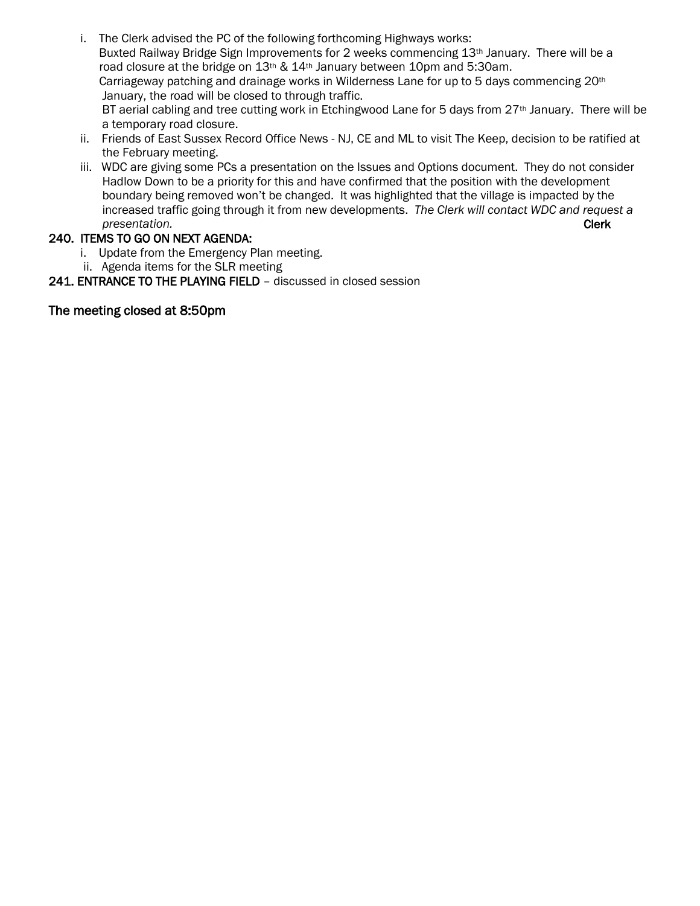i. The Clerk advised the PC of the following forthcoming Highways works:
   Buxted Railway Bridge Sign Improvements for 2 weeks commencing 13th January. There will be a road closure at the bridge on 13th & 14th January between 10pm and 5:30am.
   Carriageway patching and drainage works in Wilderness Lane for up to 5 days commencing 20th January, the road will be closed to through traffic.
   BT aerial cabling and tree cutting work in Etchingwood Lane for 5 days from 27th January. There will be a temporary road closure.

ii. Friends of East Sussex Record Office News - NJ, CE and ML to visit The Keep, decision to be ratified at the February meeting.

iii. WDC are giving some PCs a presentation on the Issues and Options document. They do not consider Hadlow Down to be a priority for this and have confirmed that the position with the development boundary being removed won't be changed. It was highlighted that the village is impacted by the increased traffic going through it from new developments. *The Clerk will contact WDC and request a presentation.* **Clerk**

**240. ITEMS TO GO ON NEXT AGENDA:**

i. Update from the Emergency Plan meeting.
ii. Agenda items for the SLR meeting

**241. ENTRANCE TO THE PLAYING FIELD** – discussed in closed session

**The meeting closed at 8:50pm**